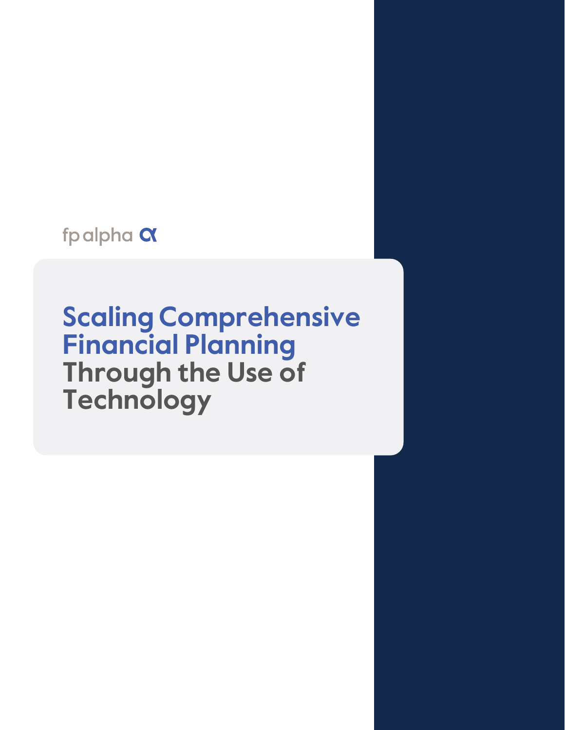fp alpha

# Scaling Comprehensive Financial Planning Through the Use of Technology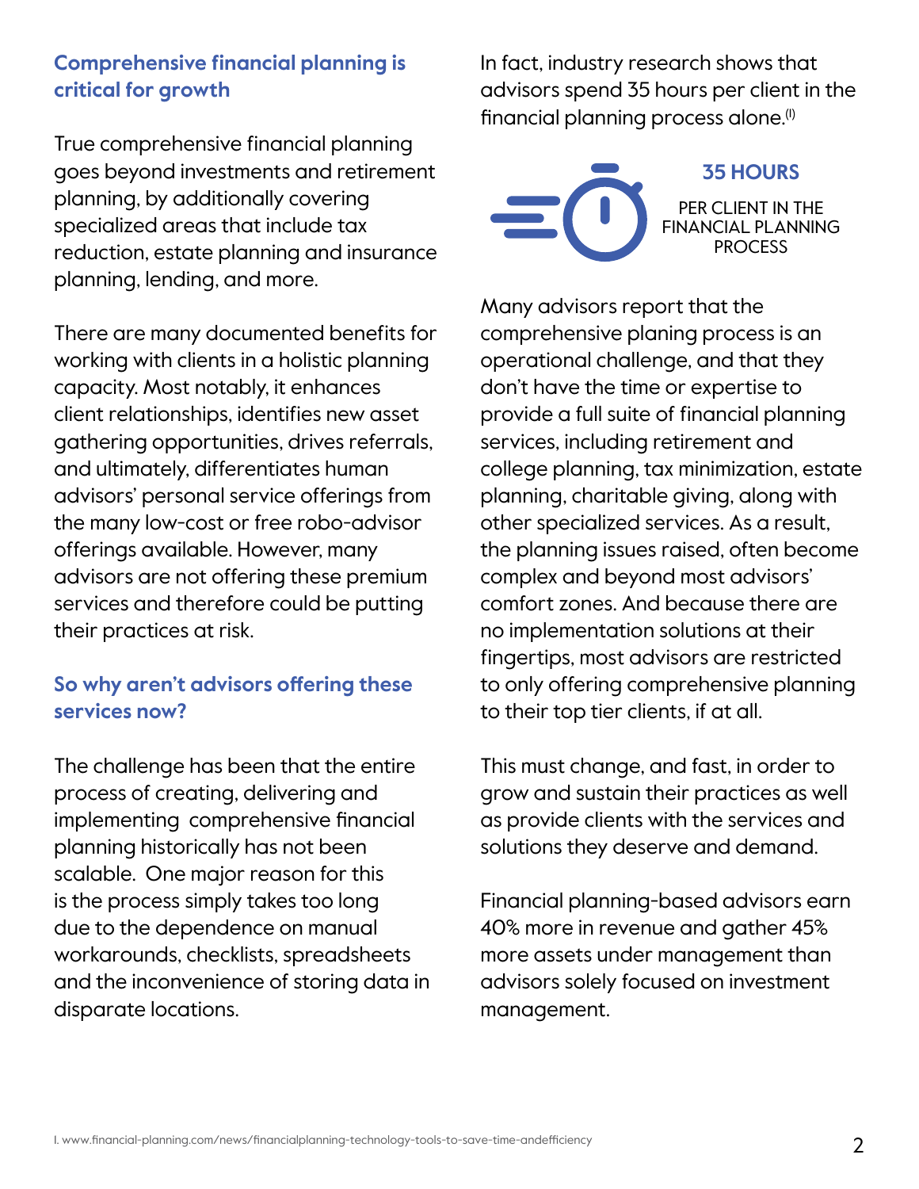## Comprehensive financial planning is critical for growth

True comprehensive financial planning goes beyond investments and retirement planning, by additionally covering specialized areas that include tax reduction, estate planning and insurance planning, lending, and more.

There are many documented benefits for working with clients in a holistic planning capacity. Most notably, it enhances client relationships, identifies new asset gathering opportunities, drives referrals, and ultimately, differentiates human advisors' personal service offerings from the many low-cost or free robo-advisor offerings available. However, many advisors are not offering these premium services and therefore could be putting their practices at risk.

## So why aren't advisors offering these services now?

The challenge has been that the entire process of creating, delivering and implementing comprehensive financial planning historically has not been scalable. One major reason for this is the process simply takes too long due to the dependence on manual workarounds, checklists, spreadsheets and the inconvenience of storing data in disparate locations.

In fact, industry research shows that advisors spend 35 hours per client in the financial planning process alone.[I]

**35 HOURS**

PER CLIENT IN THE FINANCIAL PLANNING PROCESS

Many advisors report that the comprehensive planing process is an operational challenge, and that they don't have the time or expertise to provide a full suite of financial planning services, including retirement and college planning, tax minimization, estate planning, charitable giving, along with other specialized services. As a result, the planning issues raised, often become complex and beyond most advisors' comfort zones. And because there are no implementation solutions at their fingertips, most advisors are restricted to only offering comprehensive planning to their top tier clients, if at all.

This must change, and fast, in order to grow and sustain their practices as well as provide clients with the services and solutions they deserve and demand.

Financial planning-based advisors earn 40% more in revenue and gather 45% more assets under management than advisors solely focused on investment management.

I. www.financial-planning.com/news/financialplanning-technology-tools-to-save-time-andefficiency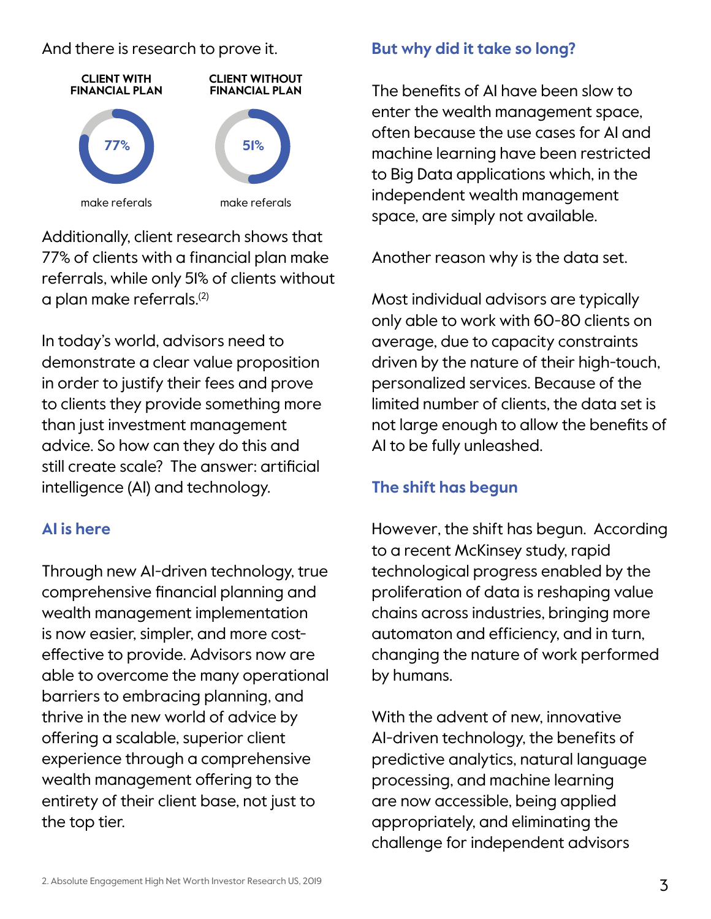And there is research to prove it.

CLIENT WITH FINANCIAL PLAN

77%

make referals

CLIENT WITHOUT FINANCIAL PLAN

51%

make referals

Additionally, client research shows that 77% of clients with a financial plan make referrals, while only 51% of clients without a plan make referrals.[2]

In today's world, advisors need to demonstrate a clear value proposition in order to justify their fees and prove to clients they provide something more than just investment management advice. So how can they do this and still create scale? The answer: artificial intelligence (AI) and technology.

## AI is here

Through new AI-driven technology, true comprehensive financial planning and wealth management implementation is now easier, simpler, and more cost-effective to provide. Advisors now are able to overcome the many operational barriers to embracing planning, and thrive in the new world of advice by offering a scalable, superior client experience through a comprehensive wealth management offering to the entirety of their client base, not just to the top tier.

## But why did it take so long?

The benefits of AI have been slow to enter the wealth management space, often because the use cases for AI and machine learning have been restricted to Big Data applications which, in the independent wealth management space, are simply not available.

Another reason why is the data set.

Most individual advisors are typically only able to work with 60-80 clients on average, due to capacity constraints driven by the nature of their high-touch, personalized services. Because of the limited number of clients, the data set is not large enough to allow the benefits of AI to be fully unleashed.

## The shift has begun

However, the shift has begun. According to a recent McKinsey study, rapid technological progress enabled by the proliferation of data is reshaping value chains across industries, bringing more automaton and efficiency, and in turn, changing the nature of work performed by humans.

With the advent of new, innovative AI-driven technology, the benefits of predictive analytics, natural language processing, and machine learning are now accessible, being applied appropriately, and eliminating the challenge for independent advisors

2. Absolute Engagement High Net Worth Investor Research US, 2019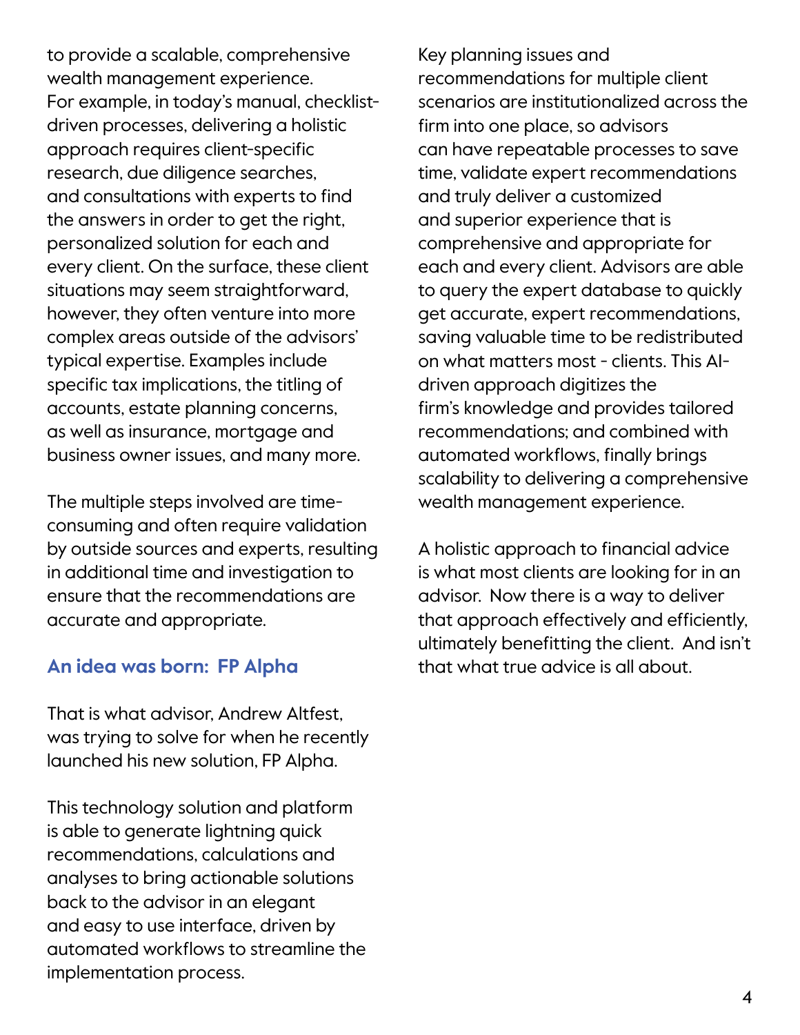to provide a scalable, comprehensive wealth management experience. For example, in today's manual, checklist-driven processes, delivering a holistic approach requires client-specific research, due diligence searches, and consultations with experts to find the answers in order to get the right, personalized solution for each and every client. On the surface, these client situations may seem straightforward, however, they often venture into more complex areas outside of the advisors' typical expertise. Examples include specific tax implications, the titling of accounts, estate planning concerns, as well as insurance, mortgage and business owner issues, and many more.

The multiple steps involved are time-consuming and often require validation by outside sources and experts, resulting in additional time and investigation to ensure that the recommendations are accurate and appropriate.

## An idea was born: FP Alpha

That is what advisor, Andrew Altfest, was trying to solve for when he recently launched his new solution, FP Alpha.

This technology solution and platform is able to generate lightning quick recommendations, calculations and analyses to bring actionable solutions back to the advisor in an elegant and easy to use interface, driven by automated workflows to streamline the implementation process.

Key planning issues and recommendations for multiple client scenarios are institutionalized across the firm into one place, so advisors can have repeatable processes to save time, validate expert recommendations and truly deliver a customized and superior experience that is comprehensive and appropriate for each and every client. Advisors are able to query the expert database to quickly get accurate, expert recommendations, saving valuable time to be redistributed on what matters most - clients. This AI-driven approach digitizes the firm's knowledge and provides tailored recommendations; and combined with automated workflows, finally brings scalability to delivering a comprehensive wealth management experience.

A holistic approach to financial advice is what most clients are looking for in an advisor. Now there is a way to deliver that approach effectively and efficiently, ultimately benefitting the client. And isn't that what true advice is all about.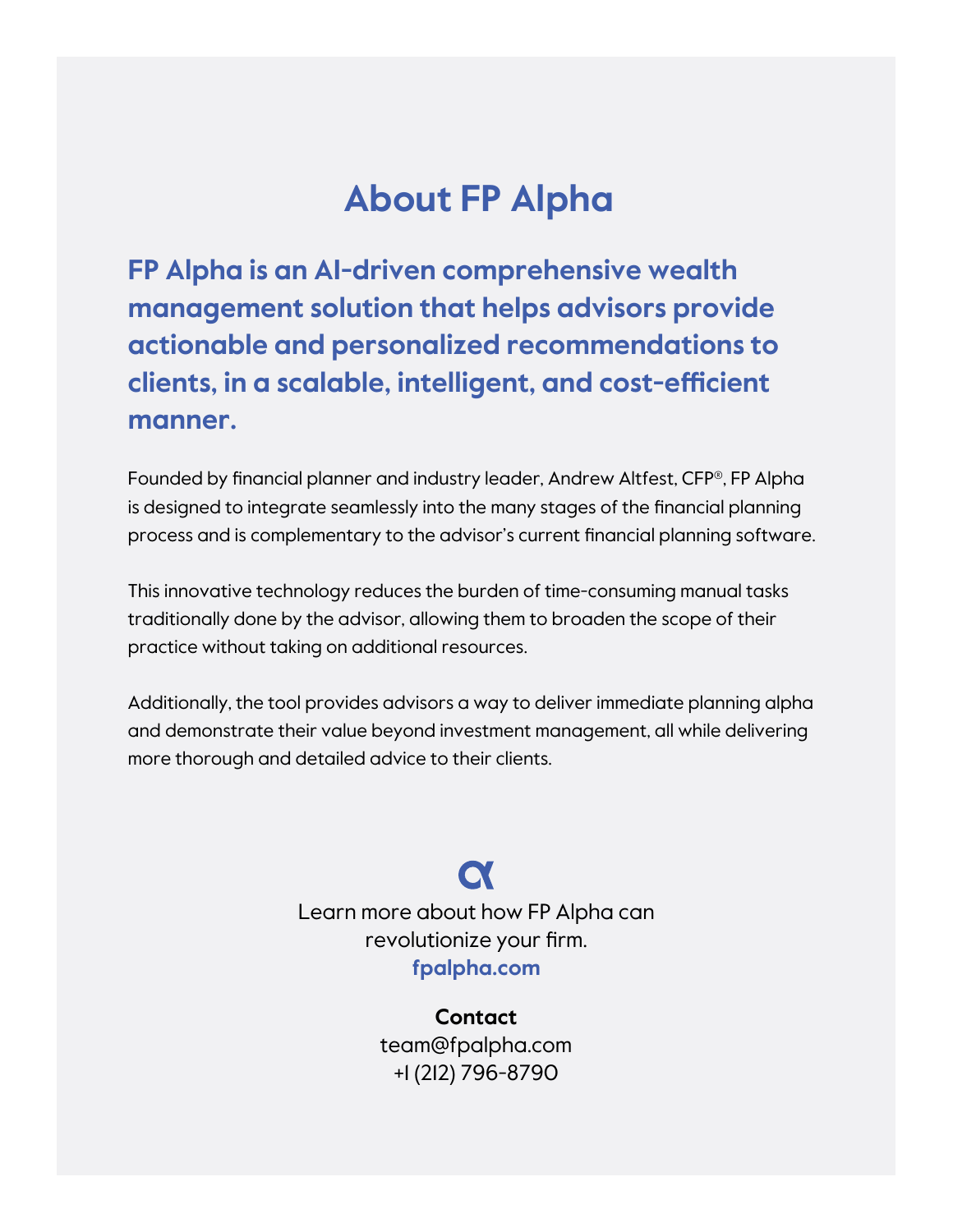# About FP Alpha

**FP Alpha is an AI-driven comprehensive wealth management solution that helps advisors provide actionable and personalized recommendations to clients, in a scalable, intelligent, and cost-efficient manner.**

Founded by financial planner and industry leader, Andrew Altfest, CFP®, FP Alpha is designed to integrate seamlessly into the many stages of the financial planning process and is complementary to the advisor's current financial planning software.

This innovative technology reduces the burden of time-consuming manual tasks traditionally done by the advisor, allowing them to broaden the scope of their practice without taking on additional resources.

Additionally, the tool provides advisors a way to deliver immediate planning alpha and demonstrate their value beyond investment management, all while delivering more thorough and detailed advice to their clients.

Learn more about how FP Alpha can revolutionize your firm.
**fpalpha.com**

**Contact**
team@fpalpha.com
+1 (212) 796-8790